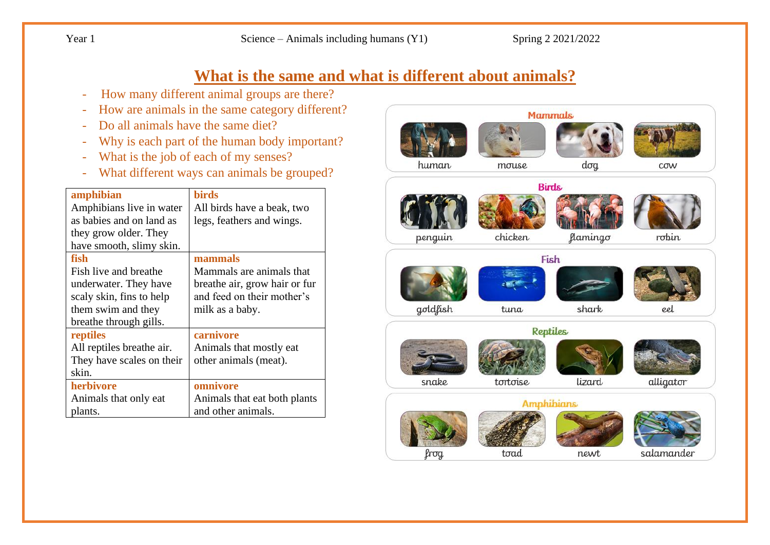Year 1 Science – Animals including humans (Y1) Spring 2 2021/2022

# What is the same and what is different about animals?

- How many different animal groups are there?
- How are animals in the same category different?
- Do all animals have the same diet?
- Why is each part of the human body important?
- What is the job of each of my senses?
- What different ways can animals be grouped?

| | |
|---|---|
| **amphibian**<br>Amphibians live in water as babies and on land as they grow older. They have smooth, slimy skin. | **birds**<br>All birds have a beak, two legs, feathers and wings. |
| **fish**<br>Fish live and breathe underwater. They have scaly skin, fins to help them swim and they breathe through gills. | **mammals**<br>Mammals are animals that breathe air, grow hair or fur and feed on their mother's milk as a baby. |
| **reptiles**<br>All reptiles breathe air. They have scales on their skin. | **carnivore**<br>Animals that mostly eat other animals (meat). |
| **herbivore**<br>Animals that only eat plants. | **omnivore**<br>Animals that eat both plants and other animals. |

**Mammals**

human, mouse, dog, cow

**Birds**

penguin, chicken, flamingo, robin

**Fish**

goldfish, tuna, shark, eel

**Reptiles**

snake, tortoise, lizard, alligator

**Amphibians**

frog, toad, newt, salamander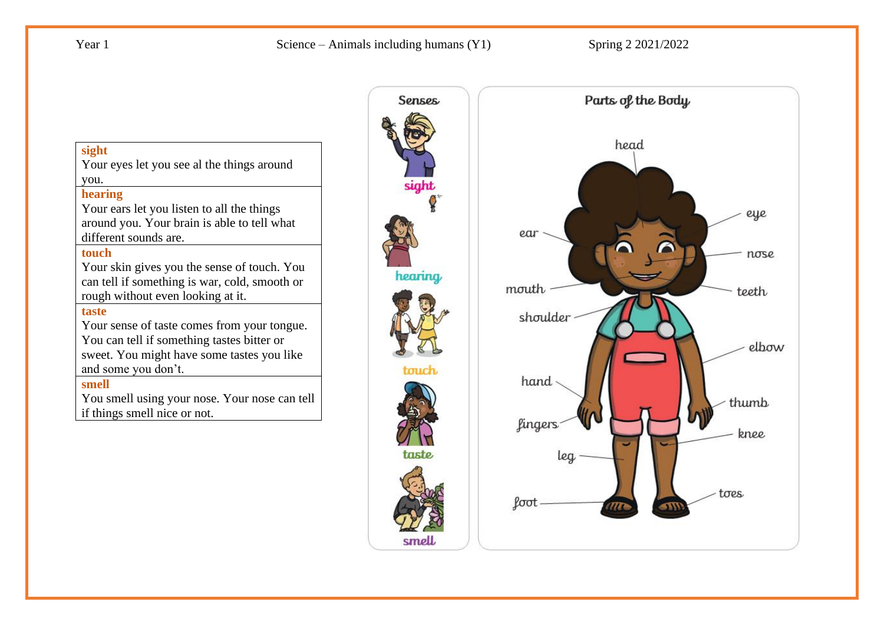Year 1 Science – Animals including humans (Y1) Spring 2 2021/2022

| | |
|---|---|
| **sight**<br>Your eyes let you see al the things around you. | |
| **hearing**<br>Your ears let you listen to all the things around you. Your brain is able to tell what different sounds are. | |
| **touch**<br>Your skin gives you the sense of touch. You can tell if something is war, cold, smooth or rough without even looking at it. | |
| **taste**<br>Your sense of taste comes from your tongue. You can tell if something tastes bitter or sweet. You might have some tastes you like and some you don't. | |
| **smell**<br>You smell using your nose. Your nose can tell if things smell nice or not. | |

Senses

sight

hearing

touch

taste

smell

Parts of the Body

head

eye

ear

nose

mouth

teeth

shoulder

elbow

hand

thumb

fingers

knee

leg

toes

foot